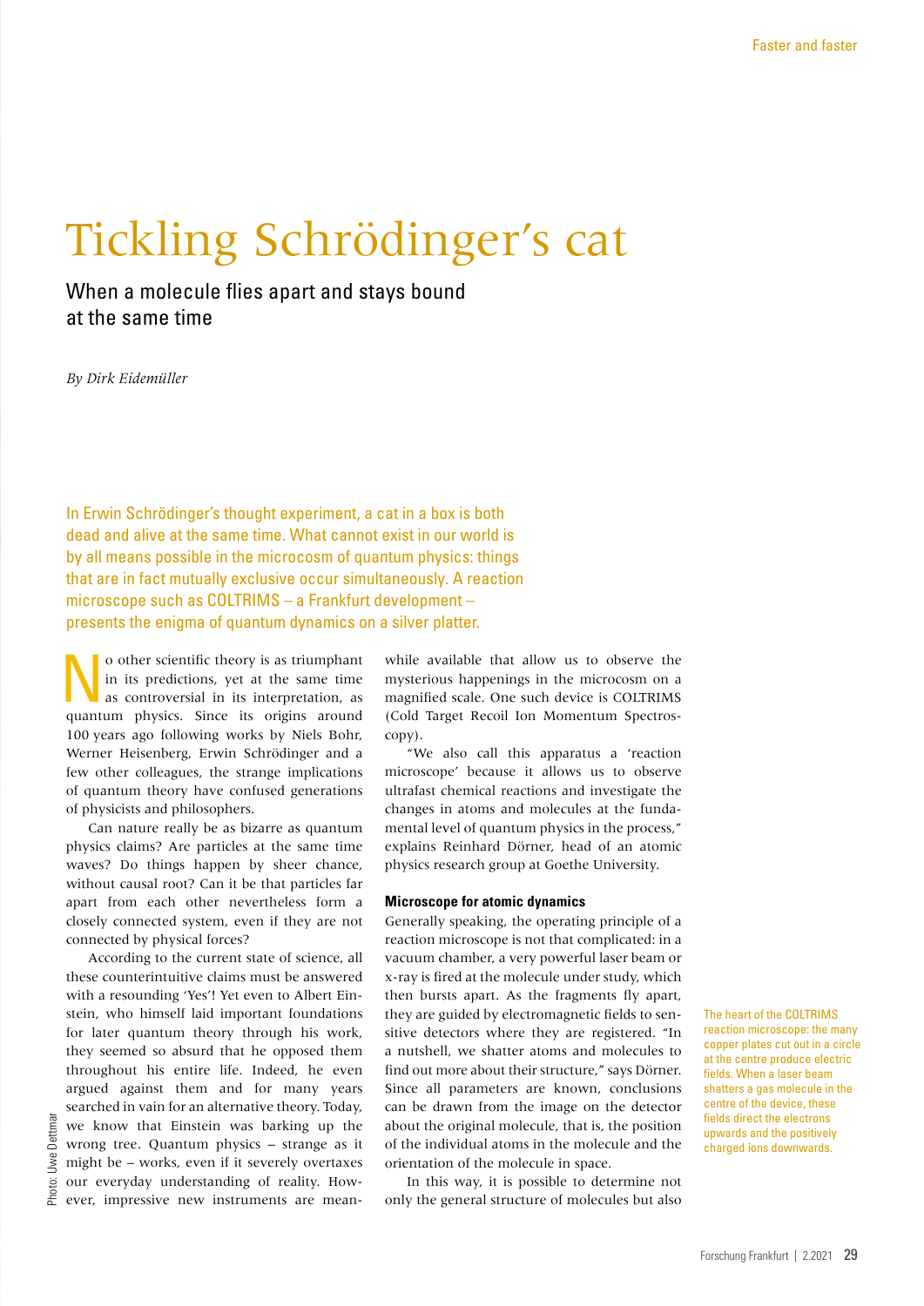# Tickling Schrödinger's cat

## When a molecule flies apart and stays bound at the same time

*By Dirk Eidemüller*

In Erwin Schrödinger's thought experiment, a cat in a box is both dead and alive at the same time. What cannot exist in our world is by all means possible in the microcosm of quantum physics: things that are in fact mutually exclusive occur simultaneously. A reaction microscope such as COLTRIMS – a Frankfurt development – presents the enigma of quantum dynamics on a silver platter.

No other scientific theory is as triumphant in its predictions, yet at the same time as controversial in its interpretation, as quantum physics. Since its origins around 100 years ago following works by Niels Bohr, Werner Heisenberg, Erwin Schrödinger and a few other colleagues, the strange implications of quantum theory have confused generations of physicists and philosophers.

Can nature really be as bizarre as quantum physics claims? Are particles at the same time waves? Do things happen by sheer chance, without causal root? Can it be that particles far apart from each other nevertheless form a closely connected system, even if they are not connected by physical forces?

According to the current state of science, all these counterintuitive claims must be answered with a resounding 'Yes'! Yet even to Albert Einstein, who himself laid important foundations for later quantum theory through his work, they seemed so absurd that he opposed them throughout his entire life. Indeed, he even argued against them and for many years searched in vain for an alternative theory. Today, we know that Einstein was barking up the wrong tree. Quantum physics – strange as it might be – works, even if it severely overtaxes our everyday understanding of reality. However, impressive new instruments are meanwhile available that allow us to observe the mysterious happenings in the microcosm on a magnified scale. One such device is COLTRIMS (Cold Target Recoil Ion Momentum Spectroscopy).

"We also call this apparatus a 'reaction microscope' because it allows us to observe ultrafast chemical reactions and investigate the changes in atoms and molecules at the fundamental level of quantum physics in the process," explains Reinhard Dörner, head of an atomic physics research group at Goethe University.

**Microscope for atomic dynamics**

Generally speaking, the operating principle of a reaction microscope is not that complicated: in a vacuum chamber, a very powerful laser beam or x-ray is fired at the molecule under study, which then bursts apart. As the fragments fly apart, they are guided by electromagnetic fields to sensitive detectors where they are registered. "In a nutshell, we shatter atoms and molecules to find out more about their structure," says Dörner. Since all parameters are known, conclusions can be drawn from the image on the detector about the original molecule, that is, the position of the individual atoms in the molecule and the orientation of the molecule in space.

In this way, it is possible to determine not only the general structure of molecules but also

The heart of the COLTRIMS reaction microscope: the many copper plates cut out in a circle at the centre produce electric fields. When a laser beam shatters a gas molecule in the centre of the device, these fields direct the electrons upwards and the positively charged ions downwards.

Photo: Uwe Dettmar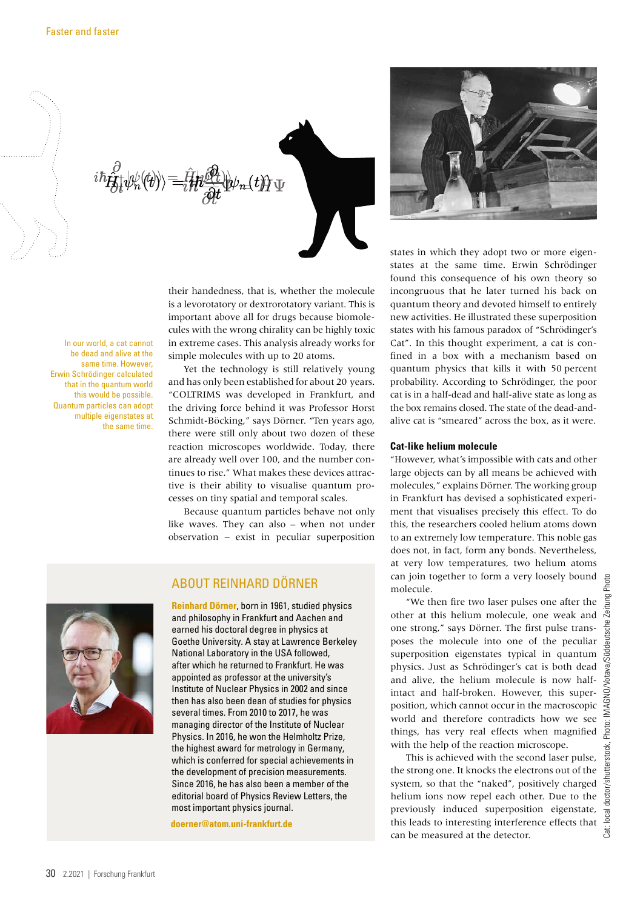their handedness, that is, whether the molecule is a levorotatory or dextrorotatory variant. This is important above all for drugs because biomolecules with the wrong chirality can be highly toxic in extreme cases. This analysis already works for simple molecules with up to 20 atoms.

Yet the technology is still relatively young and has only been established for about 20 years. "COLTRIMS was developed in Frankfurt, and the driving force behind it was Professor Horst Schmidt-Böcking," says Dörner. "Ten years ago, there were still only about two dozen of these reaction microscopes worldwide. Today, there are already well over 100, and the number continues to rise." What makes these devices attractive is their ability to visualise quantum processes on tiny spatial and temporal scales.

Because quantum particles behave not only like waves. They can also – when not under observation – exist in peculiar superposition states in which they adopt two or more eigenstates at the same time. Erwin Schrödinger found this consequence of his own theory so incongruous that he later turned his back on quantum theory and devoted himself to entirely new activities. He illustrated these superposition states with his famous paradox of "Schrödinger's Cat". In this thought experiment, a cat is confined in a box with a mechanism based on quantum physics that kills it with 50 percent probability. According to Schrödinger, the poor cat is in a half-dead and half-alive state as long as the box remains closed. The state of the dead-and-alive cat is "smeared" across the box, as it were.

In our world, a cat cannot be dead and alive at the same time. However, Erwin Schrödinger calculated that in the quantum world this would be possible. Quantum particles can adopt multiple eigenstates at the same time.

## Cat-like helium molecule

"However, what's impossible with cats and other large objects can by all means be achieved with molecules," explains Dörner. The working group in Frankfurt has devised a sophisticated experiment that visualises precisely this effect. To do this, the researchers cooled helium atoms down to an extremely low temperature. This noble gas does not, in fact, form any bonds. Nevertheless, at very low temperatures, two helium atoms can join together to form a very loosely bound molecule.

"We then fire two laser pulses one after the other at this helium molecule, one weak and one strong," says Dörner. The first pulse transposes the molecule into one of the peculiar superposition eigenstates typical in quantum physics. Just as Schrödinger's cat is both dead and alive, the helium molecule is now half-intact and half-broken. However, this superposition, which cannot occur in the macroscopic world and therefore contradicts how we see things, has very real effects when magnified with the help of the reaction microscope.

This is achieved with the second laser pulse, the strong one. It knocks the electrons out of the system, so that the "naked", positively charged helium ions now repel each other. Due to the previously induced superposition eigenstate, this leads to interesting interference effects that can be measured at the detector.

## ABOUT REINHARD DÖRNER

**Reinhard Dörner**, born in 1961, studied physics and philosophy in Frankfurt and Aachen and earned his doctoral degree in physics at Goethe University. A stay at Lawrence Berkeley National Laboratory in the USA followed, after which he returned to Frankfurt. He was appointed as professor at the university's Institute of Nuclear Physics in 2002 and since then has also been dean of studies for physics several times. From 2010 to 2017, he was managing director of the Institute of Nuclear Physics. In 2016, he won the Helmholtz Prize, the highest award for metrology in Germany, which is conferred for special achievements in the development of precision measurements. Since 2016, he has also been a member of the editorial board of Physics Review Letters, the most important physics journal.

**doerner@atom.uni-frankfurt.de**

Cat: local doctor/shutterstock, Photo: IMAGNO/Votava/Süddeutsche Zeitung Photo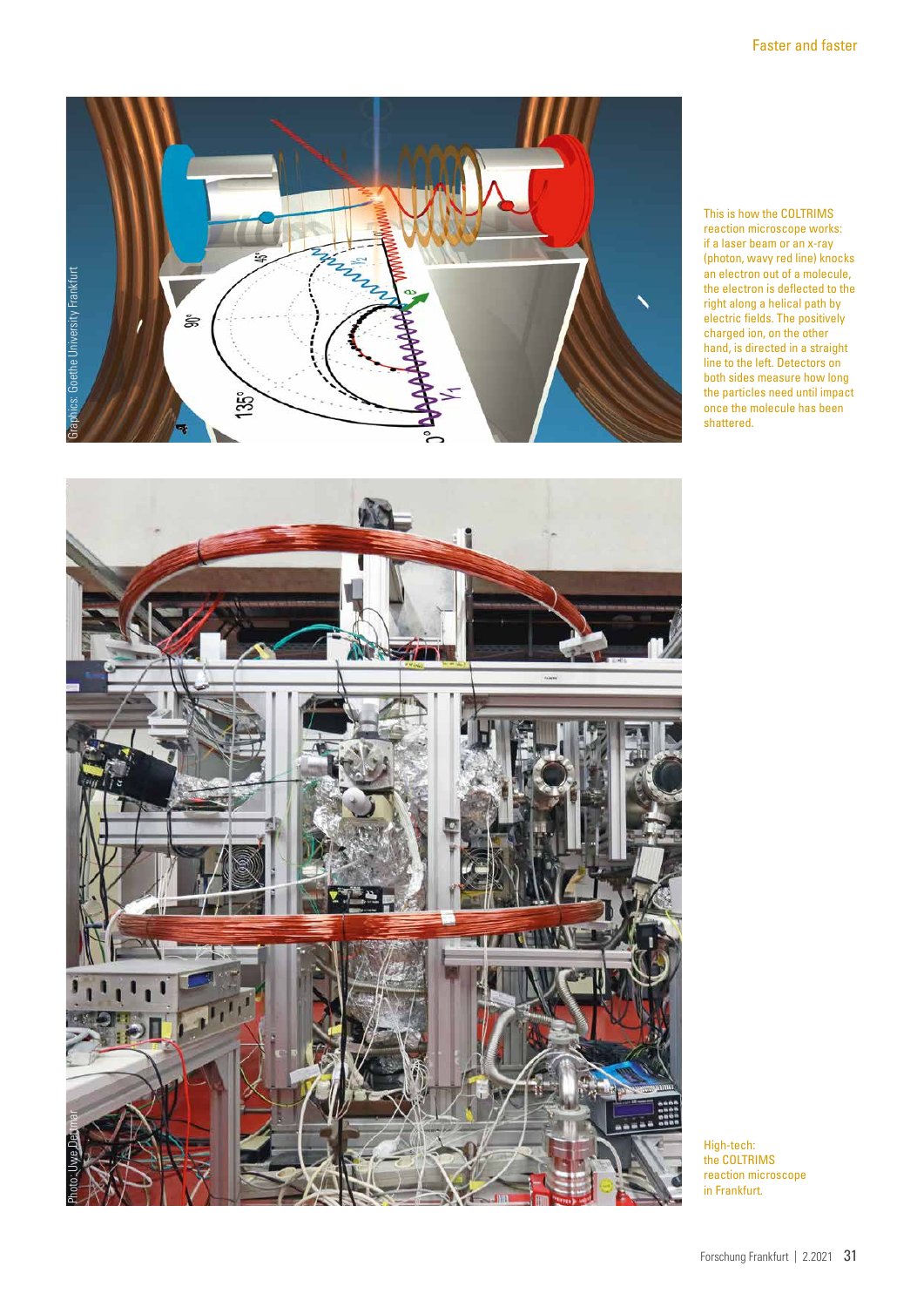This is how the COLTRIMS reaction microscope works: if a laser beam or an x-ray (photon, wavy red line) knocks an electron out of a molecule, the electron is deflected to the right along a helical path by electric fields. The positively charged ion, on the other hand, is directed in a straight line to the left. Detectors on both sides measure how long the particles need until impact once the molecule has been shattered.

High-tech: the COLTRIMS reaction microscope in Frankfurt.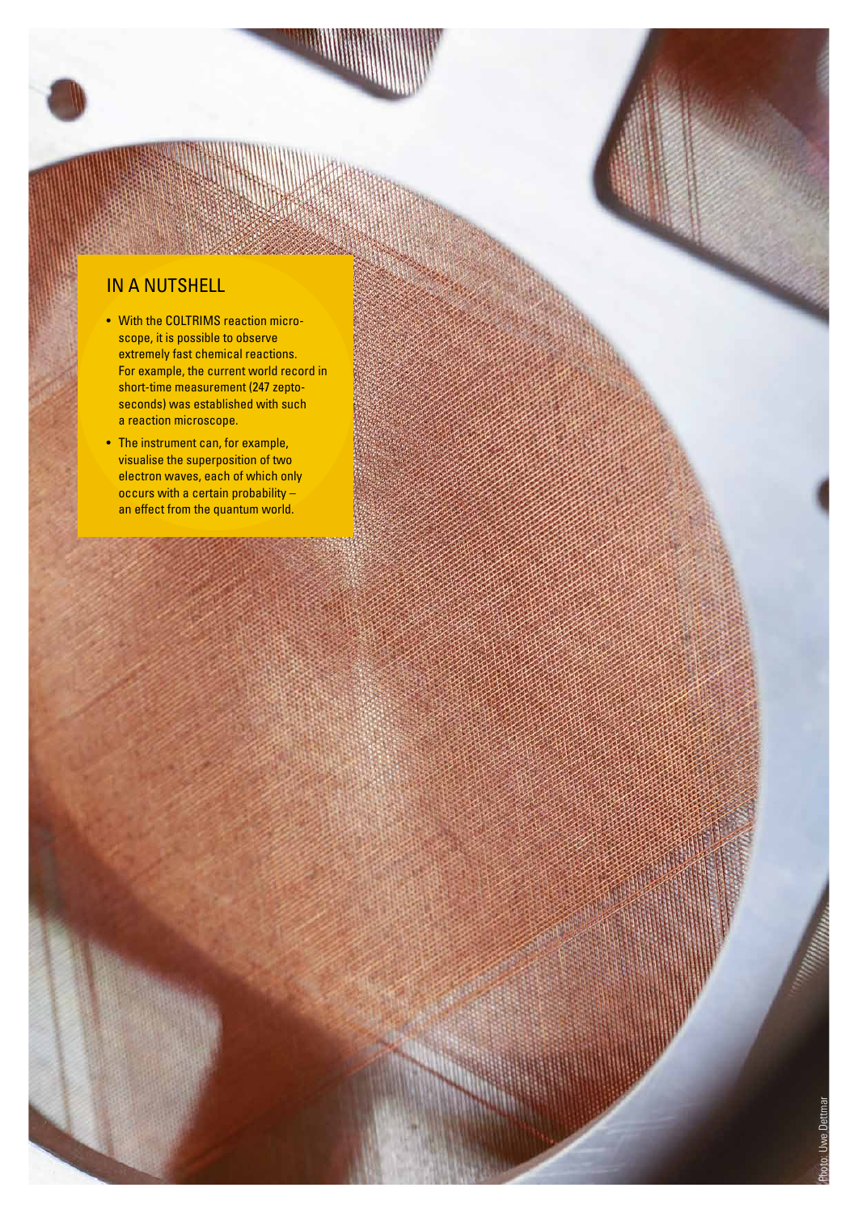## IN A NUTSHELL

- With the COLTRIMS reaction microscope, it is possible to observe extremely fast chemical reactions. For example, the current world record in short-time measurement (247 zeptoseconds) was established with such a reaction microscope.
- The instrument can, for example, visualise the superposition of two electron waves, each of which only occurs with a certain probability – an effect from the quantum world.

Photo: Uwe Dettmar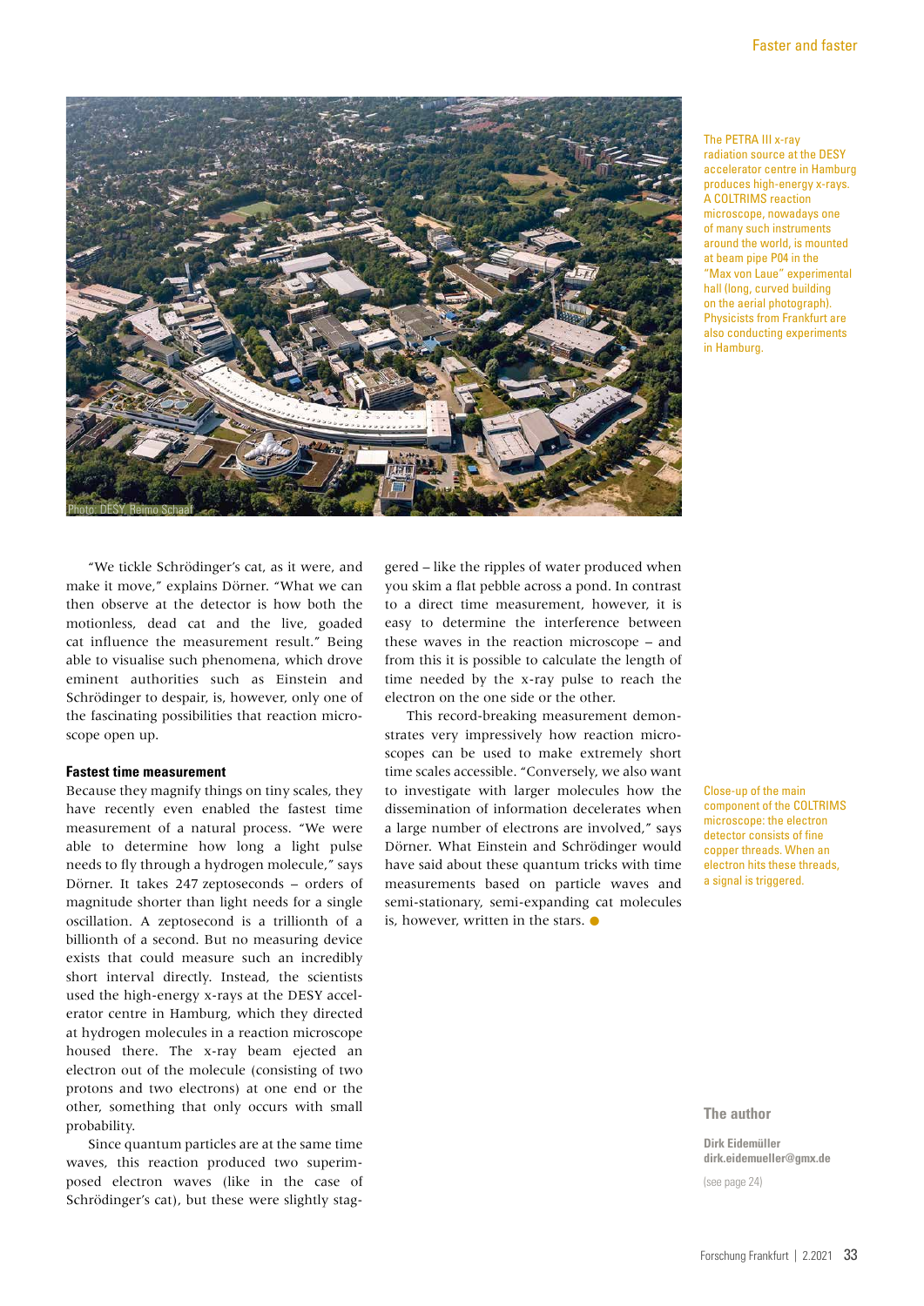The PETRA III x-ray radiation source at the DESY accelerator centre in Hamburg produces high-energy x-rays. A COLTRIMS reaction microscope, nowadays one of many such instruments around the world, is mounted at beam pipe P04 in the "Max von Laue" experimental hall (long, curved building on the aerial photograph). Physicists from Frankfurt are also conducting experiments in Hamburg.

Photo: DESY, Reimo Schaaf

"We tickle Schrödinger's cat, as it were, and make it move," explains Dörner. "What we can then observe at the detector is how both the motionless, dead cat and the live, goaded cat influence the measurement result." Being able to visualise such phenomena, which drove eminent authorities such as Einstein and Schrödinger to despair, is, however, only one of the fascinating possibilities that reaction microscope open up.

#### Fastest time measurement

Because they magnify things on tiny scales, they have recently even enabled the fastest time measurement of a natural process. "We were able to determine how long a light pulse needs to fly through a hydrogen molecule," says Dörner. It takes 247 zeptoseconds – orders of magnitude shorter than light needs for a single oscillation. A zeptosecond is a trillionth of a billionth of a second. But no measuring device exists that could measure such an incredibly short interval directly. Instead, the scientists used the high-energy x-rays at the DESY accelerator centre in Hamburg, which they directed at hydrogen molecules in a reaction microscope housed there. The x-ray beam ejected an electron out of the molecule (consisting of two protons and two electrons) at one end or the other, something that only occurs with small probability.

Since quantum particles are at the same time waves, this reaction produced two superimposed electron waves (like in the case of Schrödinger's cat), but these were slightly staggered – like the ripples of water produced when you skim a flat pebble across a pond. In contrast to a direct time measurement, however, it is easy to determine the interference between these waves in the reaction microscope – and from this it is possible to calculate the length of time needed by the x-ray pulse to reach the electron on the one side or the other.

This record-breaking measurement demonstrates very impressively how reaction microscopes can be used to make extremely short time scales accessible. "Conversely, we also want to investigate with larger molecules how the dissemination of information decelerates when a large number of electrons are involved," says Dörner. What Einstein and Schrödinger would have said about these quantum tricks with time measurements based on particle waves and semi-stationary, semi-expanding cat molecules is, however, written in the stars.

Close-up of the main component of the COLTRIMS microscope: the electron detector consists of fine copper threads. When an electron hits these threads, a signal is triggered.

#### The author

**Dirk Eidemüller**
**dirk.eidemueller@gmx.de**

(see page 24)